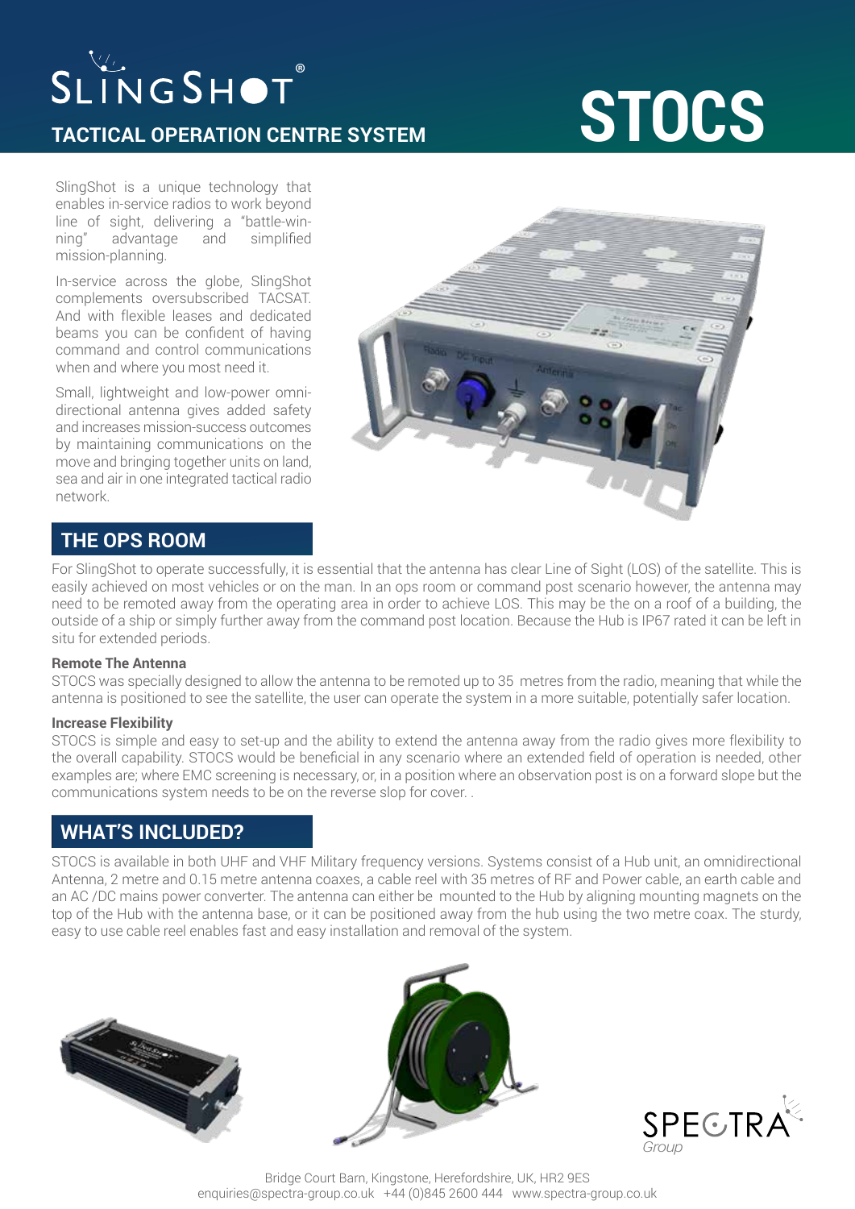# SlingShot®

## TACTICAL OPERATION CENTRE SYSTEM

# STOCS

SlingShot is a unique technology that enables in-service radios to work beyond line of sight, delivering a "battle-winning" advantage and simplified mission-planning.

In-service across the globe, SlingShot complements oversubscribed TACSAT. And with flexible leases and dedicated beams you can be confident of having command and control communications when and where you most need it.

Small, lightweight and low-power omni-directional antenna gives added safety and increases mission-success outcomes by maintaining communications on the move and bringing together units on land, sea and air in one integrated tactical radio network.

## THE OPS ROOM

For SlingShot to operate successfully, it is essential that the antenna has clear Line of Sight (LOS) of the satellite. This is easily achieved on most vehicles or on the man. In an ops room or command post scenario however, the antenna may need to be remoted away from the operating area in order to achieve LOS. This may be the on a roof of a building, the outside of a ship or simply further away from the command post location. Because the Hub is IP67 rated it can be left in situ for extended periods.

**Remote The Antenna**

STOCS was specially designed to allow the antenna to be remoted up to 35 metres from the radio, meaning that while the antenna is positioned to see the satellite, the user can operate the system in a more suitable, potentially safer location.

**Increase Flexibility**

STOCS is simple and easy to set-up and the ability to extend the antenna away from the radio gives more flexibility to the overall capability. STOCS would be beneficial in any scenario where an extended field of operation is needed, other examples are; where EMC screening is necessary, or, in a position where an observation post is on a forward slope but the communications system needs to be on the reverse slop for cover. .

## WHAT'S INCLUDED?

STOCS is available in both UHF and VHF Military frequency versions. Systems consist of a Hub unit, an omnidirectional Antenna, 2 metre and 0.15 metre antenna coaxes, a cable reel with 35 metres of RF and Power cable, an earth cable and an AC /DC mains power converter. The antenna can either be mounted to the Hub by aligning mounting magnets on the top of the Hub with the antenna base, or it can be positioned away from the hub using the two metre coax. The sturdy, easy to use cable reel enables fast and easy installation and removal of the system.

SPECTRA *Group*

Bridge Court Barn, Kingstone, Herefordshire, UK, HR2 9ES
enquiries@spectra-group.co.uk +44 (0)845 2600 444 www.spectra-group.co.uk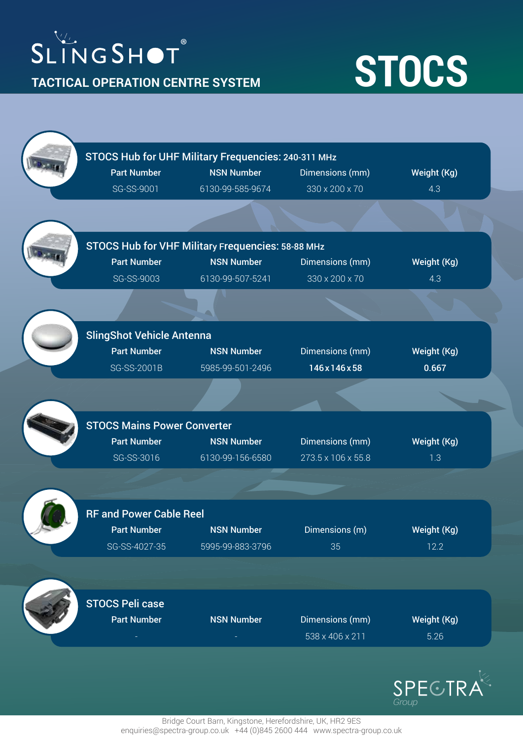# SLINGSHOT®

## TACTICAL OPERATION CENTRE SYSTEM

# STOCS

### STOCS Hub for UHF Military Frequencies: 240-311 MHz

| Part Number | NSN Number | Dimensions (mm) | Weight (Kg) |
|---|---|---|---|
| SG-SS-9001 | 6130-99-585-9674 | 330 x 200 x 70 | 4.3 |

### STOCS Hub for VHF Military Frequencies: 58-88 MHz

| Part Number | NSN Number | Dimensions (mm) | Weight (Kg) |
|---|---|---|---|
| SG-SS-9003 | 6130-99-507-5241 | 330 x 200 x 70 | 4.3 |

### SlingShot Vehicle Antenna

| Part Number | NSN Number | Dimensions (mm) | Weight (Kg) |
|---|---|---|---|
| SG-SS-2001B | 5985-99-501-2496 | **146 x 146 x 58** | **0.667** |

### STOCS Mains Power Converter

| Part Number | NSN Number | Dimensions (mm) | Weight (Kg) |
|---|---|---|---|
| SG-SS-3016 | 6130-99-156-6580 | 273.5 x 106 x 55.8 | 1.3 |

### RF and Power Cable Reel

| Part Number | NSN Number | Dimensions (m) | Weight (Kg) |
|---|---|---|---|
| SG-SS-4027-35 | 5995-99-883-3796 | 35 | 12.2 |

### STOCS Peli case

| Part Number | NSN Number | Dimensions (mm) | Weight (Kg) |
|---|---|---|---|
| - | - | 538 x 406 x 211 | 5.26 |

SPECTRA *Group*

Bridge Court Barn, Kingstone, Herefordshire, UK, HR2 9ES
enquiries@spectra-group.co.uk +44 (0)845 2600 444 www.spectra-group.co.uk